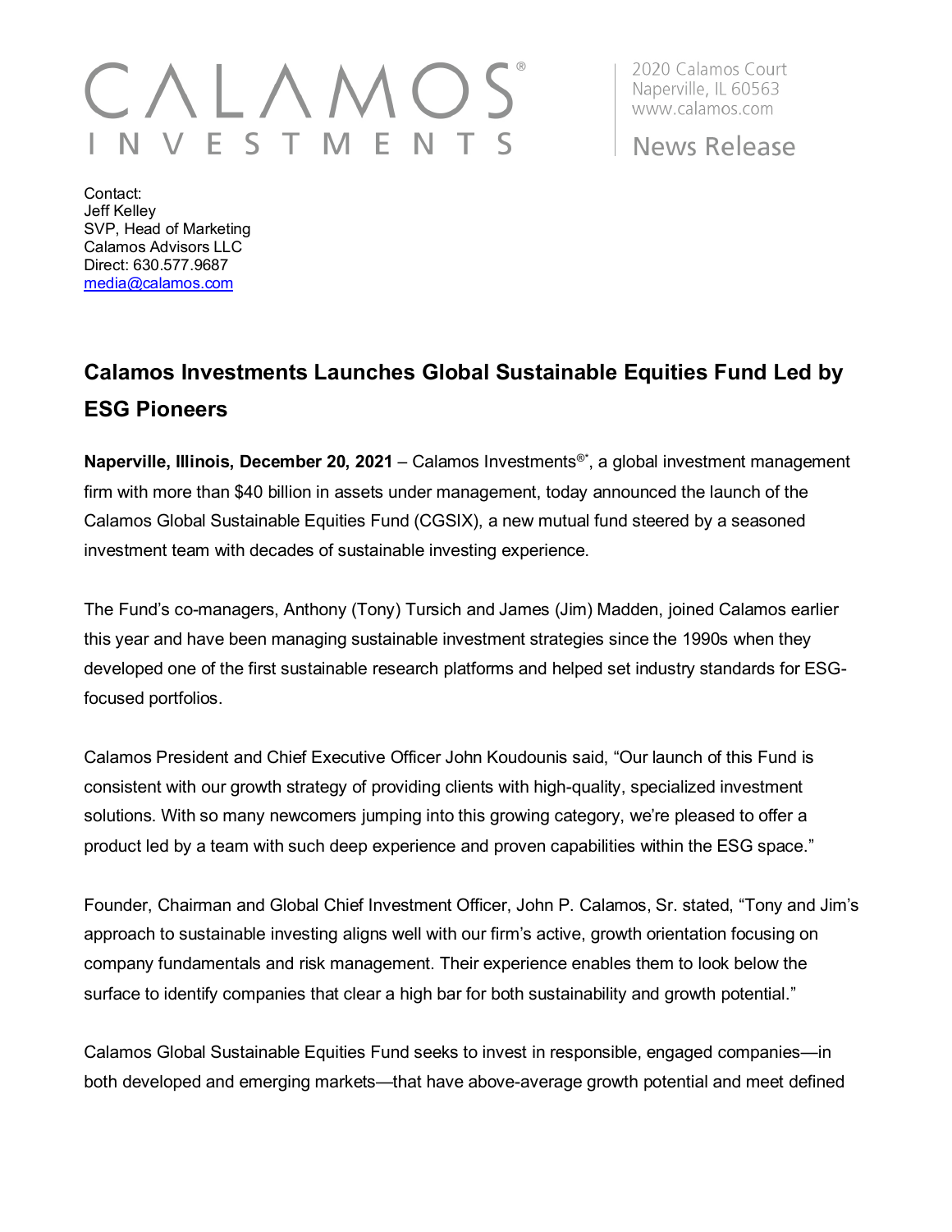CALAMOS®
INVESTMENTS

2020 Calamos Court
Naperville, IL 60563
www.calamos.com

News Release

Contact:
Jeff Kelley
SVP, Head of Marketing
Calamos Advisors LLC
Direct: 630.577.9687
media@calamos.com

# Calamos Investments Launches Global Sustainable Equities Fund Led by ESG Pioneers

**Naperville, Illinois, December 20, 2021** – Calamos Investments®*, a global investment management firm with more than $40 billion in assets under management, today announced the launch of the Calamos Global Sustainable Equities Fund (CGSIX), a new mutual fund steered by a seasoned investment team with decades of sustainable investing experience.

The Fund's co-managers, Anthony (Tony) Tursich and James (Jim) Madden, joined Calamos earlier this year and have been managing sustainable investment strategies since the 1990s when they developed one of the first sustainable research platforms and helped set industry standards for ESG-focused portfolios.

Calamos President and Chief Executive Officer John Koudounis said, "Our launch of this Fund is consistent with our growth strategy of providing clients with high-quality, specialized investment solutions. With so many newcomers jumping into this growing category, we're pleased to offer a product led by a team with such deep experience and proven capabilities within the ESG space."

Founder, Chairman and Global Chief Investment Officer, John P. Calamos, Sr. stated, "Tony and Jim's approach to sustainable investing aligns well with our firm's active, growth orientation focusing on company fundamentals and risk management. Their experience enables them to look below the surface to identify companies that clear a high bar for both sustainability and growth potential."

Calamos Global Sustainable Equities Fund seeks to invest in responsible, engaged companies—in both developed and emerging markets—that have above-average growth potential and meet defined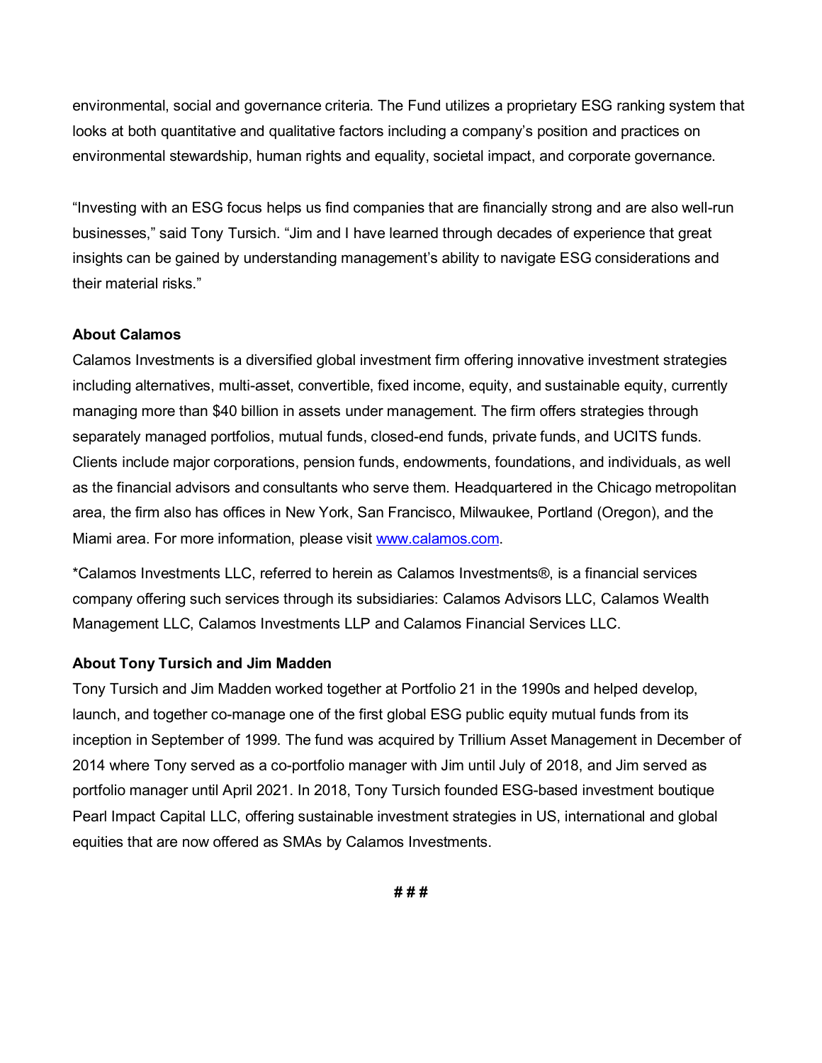environmental, social and governance criteria. The Fund utilizes a proprietary ESG ranking system that looks at both quantitative and qualitative factors including a company's position and practices on environmental stewardship, human rights and equality, societal impact, and corporate governance.

"Investing with an ESG focus helps us find companies that are financially strong and are also well-run businesses," said Tony Tursich. "Jim and I have learned through decades of experience that great insights can be gained by understanding management's ability to navigate ESG considerations and their material risks."

**About Calamos**

Calamos Investments is a diversified global investment firm offering innovative investment strategies including alternatives, multi-asset, convertible, fixed income, equity, and sustainable equity, currently managing more than $40 billion in assets under management. The firm offers strategies through separately managed portfolios, mutual funds, closed-end funds, private funds, and UCITS funds. Clients include major corporations, pension funds, endowments, foundations, and individuals, as well as the financial advisors and consultants who serve them. Headquartered in the Chicago metropolitan area, the firm also has offices in New York, San Francisco, Milwaukee, Portland (Oregon), and the Miami area. For more information, please visit [www.calamos.com](www.calamos.com).

*Calamos Investments LLC, referred to herein as Calamos Investments®, is a financial services company offering such services through its subsidiaries: Calamos Advisors LLC, Calamos Wealth Management LLC, Calamos Investments LLP and Calamos Financial Services LLC.

**About Tony Tursich and Jim Madden**

Tony Tursich and Jim Madden worked together at Portfolio 21 in the 1990s and helped develop, launch, and together co-manage one of the first global ESG public equity mutual funds from its inception in September of 1999. The fund was acquired by Trillium Asset Management in December of 2014 where Tony served as a co-portfolio manager with Jim until July of 2018, and Jim served as portfolio manager until April 2021. In 2018, Tony Tursich founded ESG-based investment boutique Pearl Impact Capital LLC, offering sustainable investment strategies in US, international and global equities that are now offered as SMAs by Calamos Investments.

# # #